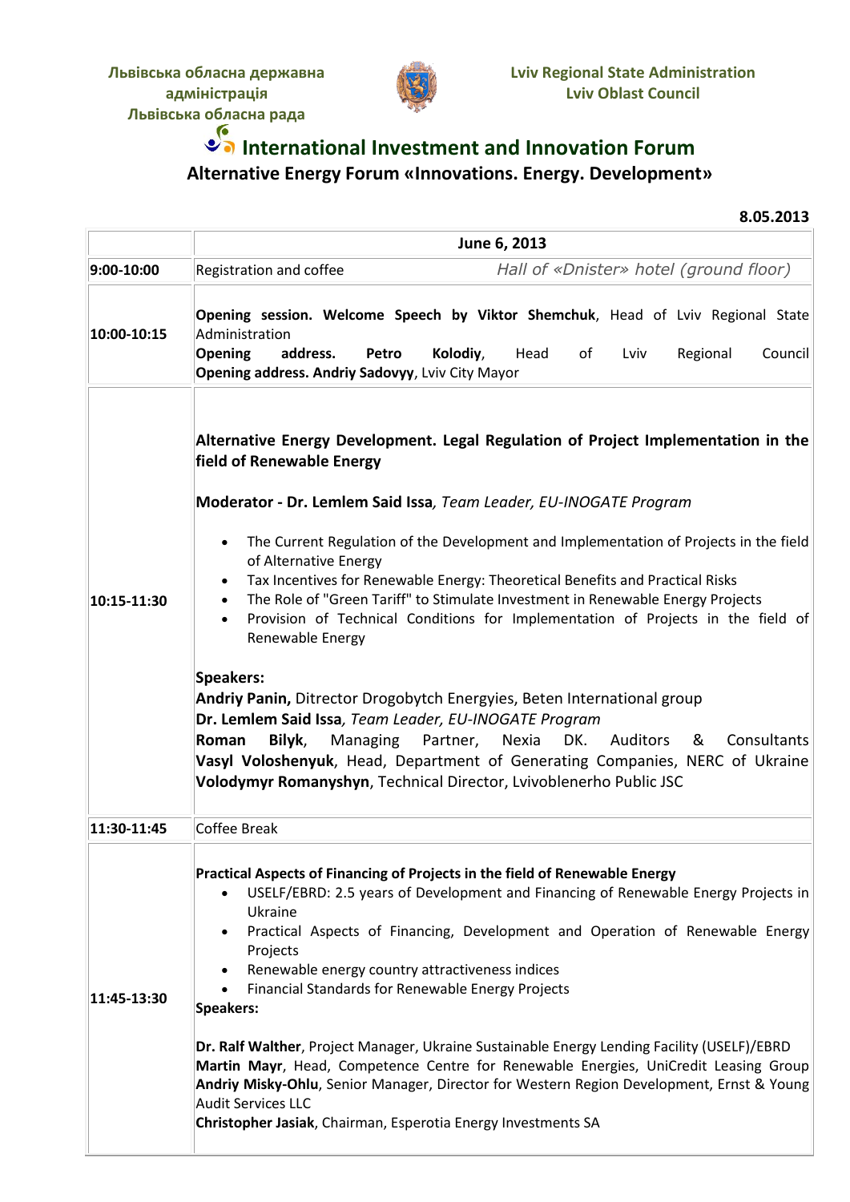**Львівська обласна державна адміністрація**
**Львівська обласна рада**

**Lviv Regional State Administration**
**Lviv Oblast Council**

# International Investment and Innovation Forum

## Alternative Energy Forum «Innovations. Energy. Development»

**8.05.2013**

| | **June 6, 2013** |
|---|---|
| **9:00-10:00** | Registration and coffee *Hall of «Dnister» hotel (ground floor)* |
| **10:00-10:15** | **Opening session. Welcome Speech by Viktor Shemchuk**, Head of Lviv Regional State Administration<br>**Opening address. Petro Kolodiy**, Head of Lviv Regional Council<br>**Opening address. Andriy Sadovyy**, Lviv City Mayor |
| **10:15-11:30** | **Alternative Energy Development. Legal Regulation of Project Implementation in the field of Renewable Energy**<br><br>**Moderator - Dr. Lemlem Said Issa**, *Team Leader, EU-INOGATE Program*<br><br>• The Current Regulation of the Development and Implementation of Projects in the field of Alternative Energy<br>• Tax Incentives for Renewable Energy: Theoretical Benefits and Practical Risks<br>• The Role of "Green Tariff" to Stimulate Investment in Renewable Energy Projects<br>• Provision of Technical Conditions for Implementation of Projects in the field of Renewable Energy<br><br>**Speakers:**<br>**Andriy Panin,** Ditrector Drogobytch Energyies, Beten International group<br>**Dr. Lemlem Said Issa**, *Team Leader, EU-INOGATE Program*<br>**Roman Bilyk**, Managing Partner, Nexia DK. Auditors & Consultants<br>**Vasyl Voloshenyuk**, Head, Department of Generating Companies, NERC of Ukraine<br>**Volodymyr Romanyshyn**, Technical Director, Lvivoblenerho Public JSC |
| **11:30-11:45** | Coffee Break |
| **11:45-13:30** | **Practical Aspects of Financing of Projects in the field of Renewable Energy**<br>• USELF/EBRD: 2.5 years of Development and Financing of Renewable Energy Projects in Ukraine<br>• Practical Aspects of Financing, Development and Operation of Renewable Energy Projects<br>• Renewable energy country attractiveness indices<br>• Financial Standards for Renewable Energy Projects<br>**Speakers:**<br><br>**Dr. Ralf Walther**, Project Manager, Ukraine Sustainable Energy Lending Facility (USELF)/EBRD<br>**Martin Mayr**, Head, Competence Centre for Renewable Energies, UniCredit Leasing Group<br>**Andriy Misky-Ohlu**, Senior Manager, Director for Western Region Development, Ernst & Young Audit Services LLC<br>**Christopher Jasiak**, Chairman, Esperotia Energy Investments SA |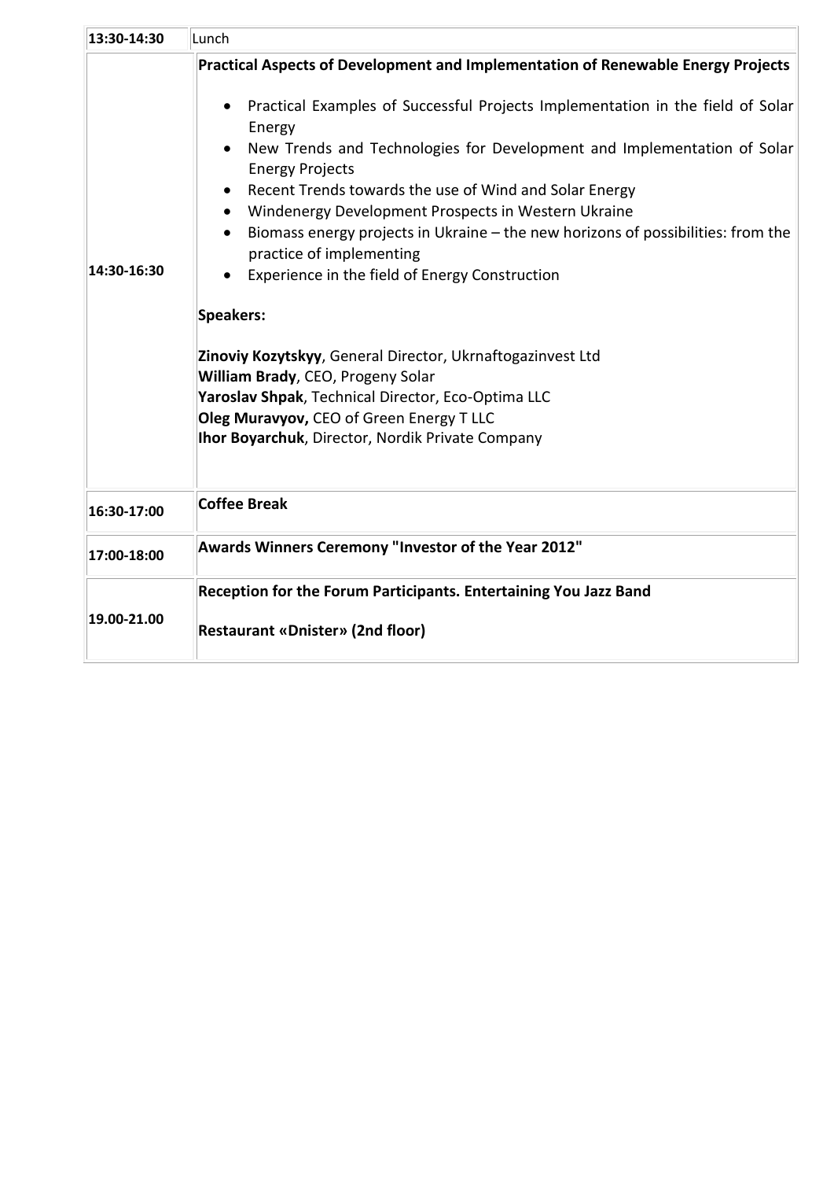| | |
|---|---|
| **13:30-14:30** | Lunch |
| **14:30-16:30** | **Practical Aspects of Development and Implementation of Renewable Energy Projects**<br><br>• Practical Examples of Successful Projects Implementation in the field of Solar Energy<br>• New Trends and Technologies for Development and Implementation of Solar Energy Projects<br>• Recent Trends towards the use of Wind and Solar Energy<br>• Windenergy Development Prospects in Western Ukraine<br>• Biomass energy projects in Ukraine – the new horizons of possibilities: from the practice of implementing<br>• Experience in the field of Energy Construction<br><br>**Speakers:**<br><br>**Zinoviy Kozytskyy**, General Director, Ukrnaftogazinvest Ltd<br>**William Brady**, CEO, Progeny Solar<br>**Yaroslav Shpak**, Technical Director, Eco-Optima LLC<br>**Oleg Muravyov,** CEO of Green Energy T LLC<br>**Ihor Boyarchuk**, Director, Nordik Private Company |
| **16:30-17:00** | **Coffee Break** |
| **17:00-18:00** | **Awards Winners Ceremony "Investor of the Year 2012"** |
| **19.00-21.00** | **Reception for the Forum Participants. Entertaining You Jazz Band**<br><br>**Restaurant «Dnister» (2nd floor)** |